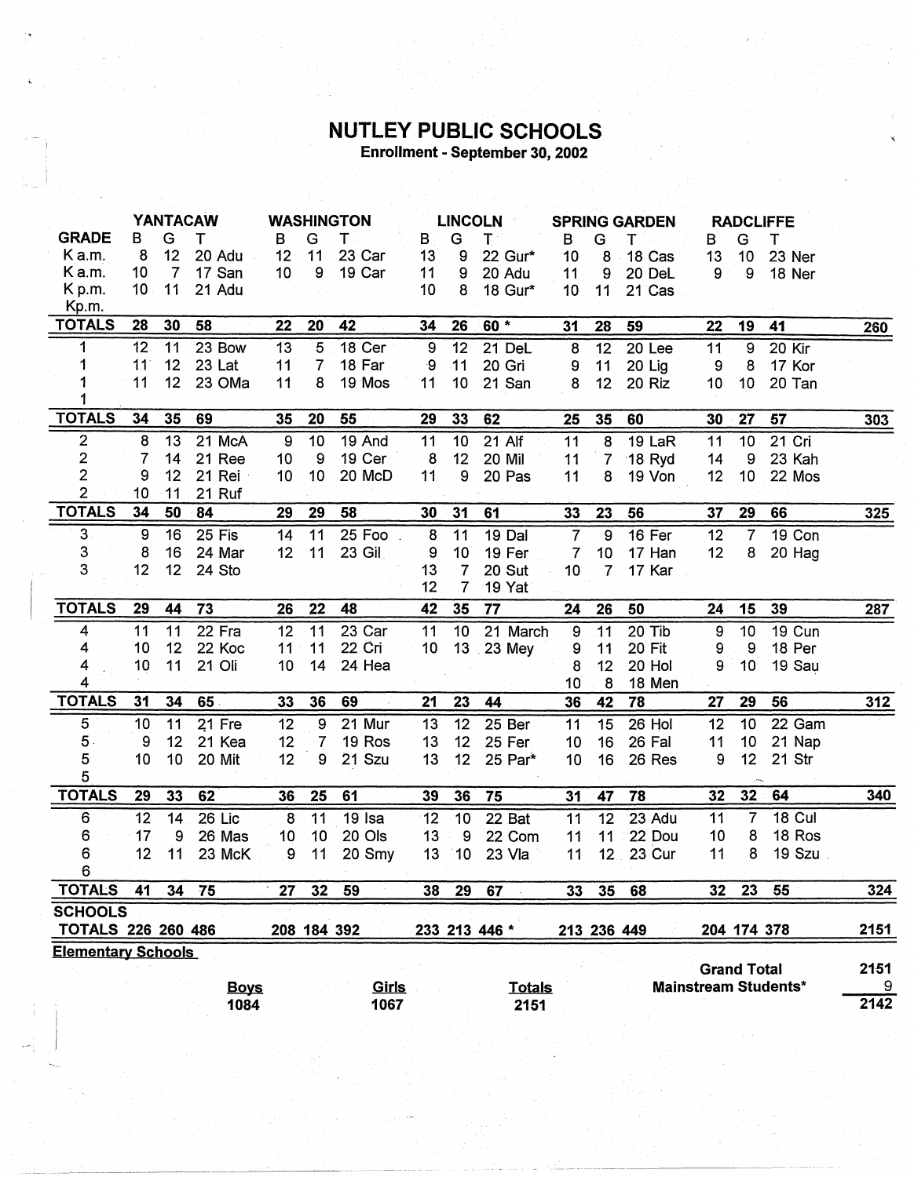# NUTLEY PUBLIC SCHOOLS

**Enrollment - September 30, 2002**

| | YANTACAW | | | | WASHINGTON | | | | LINCOLN | | | | SPRING GARDEN | | | | RADCLIFFE | | | | |
|---|---|---|---|---|---|---|---|---|---|---|---|---|---|---|---|---|---|---|---|---|---|
| **GRADE** | B | G | T | | B | G | T | | B | G | T | | B | G | T | | B | G | T | | |
| K a.m. | 8 | 12 | 20 | Adu | 12 | 11 | 23 | Car | 13 | 9 | 22 | Gur* | 10 | 8 | 18 | Cas | 13 | 10 | 23 | Ner | |
| K a.m. | 10 | 7 | 17 | San | 10 | 9 | 19 | Car | 11 | 9 | 20 | Adu | 11 | 9 | 20 | DeL | 9 | 9 | 18 | Ner | |
| K p.m. | 10 | 11 | 21 | Adu | | | | | 10 | 8 | 18 | Gur* | 10 | 11 | 21 | Cas | | | | | |
| Kp.m. | | | | | | | | | | | | | | | | | | | | | |
| **TOTALS** | **28** | **30** | **58** | | **22** | **20** | **42** | | **34** | **26** | **60 *** | | **31** | **28** | **59** | | **22** | **19** | **41** | | **260** |
| 1 | 12 | 11 | 23 | Bow | 13 | 5 | 18 | Cer | 9 | 12 | 21 | DeL | 8 | 12 | 20 | Lee | 11 | 9 | 20 | Kir | |
| 1 | 11 | 12 | 23 | Lat | 11 | 7 | 18 | Far | 9 | 11 | 20 | Gri | 9 | 11 | 20 | Lig | 9 | 8 | 17 | Kor | |
| 1 | 11 | 12 | 23 | OMa | 11 | 8 | 19 | Mos | 11 | 10 | 21 | San | 8 | 12 | 20 | Riz | 10 | 10 | 20 | Tan | |
| 1 | | | | | | | | | | | | | | | | | | | | | |
| **TOTALS** | **34** | **35** | **69** | | **35** | **20** | **55** | | **29** | **33** | **62** | | **25** | **35** | **60** | | **30** | **27** | **57** | | **303** |
| 2 | 8 | 13 | 21 | McA | 9 | 10 | 19 | And | 11 | 10 | 21 | Alf | 11 | 8 | 19 | LaR | 11 | 10 | 21 | Cri | |
| 2 | 7 | 14 | 21 | Ree | 10 | 9 | 19 | Cer | 8 | 12 | 20 | Mil | 11 | 7 | 18 | Ryd | 14 | 9 | 23 | Kah | |
| 2 | 9 | 12 | 21 | Rei | 10 | 10 | 20 | McD | 11 | 9 | 20 | Pas | 11 | 8 | 19 | Von | 12 | 10 | 22 | Mos | |
| 2 | 10 | 11 | 21 | Ruf | | | | | | | | | | | | | | | | | |
| **TOTALS** | **34** | **50** | **84** | | **29** | **29** | **58** | | **30** | **31** | **61** | | **33** | **23** | **56** | | **37** | **29** | **66** | | **325** |
| 3 | 9 | 16 | 25 | Fis | 14 | 11 | 25 | Foo | 8 | 11 | 19 | Dal | 7 | 9 | 16 | Fer | 12 | 7 | 19 | Con | |
| 3 | 8 | 16 | 24 | Mar | 12 | 11 | 23 | Gil | 9 | 10 | 19 | Fer | 7 | 10 | 17 | Han | 12 | 8 | 20 | Hag | |
| 3 | 12 | 12 | 24 | Sto | | | | | 13 | 7 | 20 | Sut | 10 | 7 | 17 | Kar | | | | | |
| | | | | | | | | | 12 | 7 | 19 | Yat | | | | | | | | | |
| **TOTALS** | **29** | **44** | **73** | | **26** | **22** | **48** | | **42** | **35** | **77** | | **24** | **26** | **50** | | **24** | **15** | **39** | | **287** |
| 4 | 11 | 11 | 22 | Fra | 12 | 11 | 23 | Car | 11 | 10 | 21 | March | 9 | 11 | 20 | Tib | 9 | 10 | 19 | Cun | |
| 4 | 10 | 12 | 22 | Koc | 11 | 11 | 22 | Cri | 10 | 13 | 23 | Mey | 9 | 11 | 20 | Fit | 9 | 9 | 18 | Per | |
| 4 | 10 | 11 | 21 | Oli | 10 | 14 | 24 | Hea | | | | | 8 | 12 | 20 | Hol | 9 | 10 | 19 | Sau | |
| 4 | | | | | | | | | | | | | 10 | 8 | 18 | Men | | | | | |
| **TOTALS** | **31** | **34** | **65** | | **33** | **36** | **69** | | **21** | **23** | **44** | | **36** | **42** | **78** | | **27** | **29** | **56** | | **312** |
| 5 | 10 | 11 | 21 | Fre | 12 | 9 | 21 | Mur | 13 | 12 | 25 | Ber | 11 | 15 | 26 | Hol | 12 | 10 | 22 | Gam | |
| 5 | 9 | 12 | 21 | Kea | 12 | 7 | 19 | Ros | 13 | 12 | 25 | Fer | 10 | 16 | 26 | Fal | 11 | 10 | 21 | Nap | |
| 5 | 10 | 10 | 20 | Mit | 12 | 9 | 21 | Szu | 13 | 12 | 25 | Par* | 10 | 16 | 26 | Res | 9 | 12 | 21 | Str | |
| 5 | | | | | | | | | | | | | | | | | | | | | |
| **TOTALS** | **29** | **33** | **62** | | **36** | **25** | **61** | | **39** | **36** | **75** | | **31** | **47** | **78** | | **32** | **32** | **64** | | **340** |
| 6 | 12 | 14 | 26 | Lic | 8 | 11 | 19 | Isa | 12 | 10 | 22 | Bat | 11 | 12 | 23 | Adu | 11 | 7 | 18 | Cul | |
| 6 | 17 | 9 | 26 | Mas | 10 | 10 | 20 | Ols | 13 | 9 | 22 | Com | 11 | 11 | 22 | Dou | 10 | 8 | 18 | Ros | |
| 6 | 12 | 11 | 23 | McK | 9 | 11 | 20 | Smy | 13 | 10 | 23 | Vla | 11 | 12 | 23 | Cur | 11 | 8 | 19 | Szu | |
| 6 | | | | | | | | | | | | | | | | | | | | | |
| **TOTALS** | **41** | **34** | **75** | | **27** | **32** | **59** | | **38** | **29** | **67** | | **33** | **35** | **68** | | **32** | **23** | **55** | | **324** |
| **SCHOOLS TOTALS** | **226** | **260** | **486** | | **208** | **184** | **392** | | **233** | **213** | **446 *** | | **213** | **236** | **449** | | **204** | **174** | **378** | | **2151** |

**Elementary Schools**

| Boys | Girls | Totals |
|---|---|---|
| 1084 | 1067 | 2151 |

| | |
|---|---|
| **Grand Total** | **2151** |
| **Mainstream Students*** | **9** |
| | **2142** |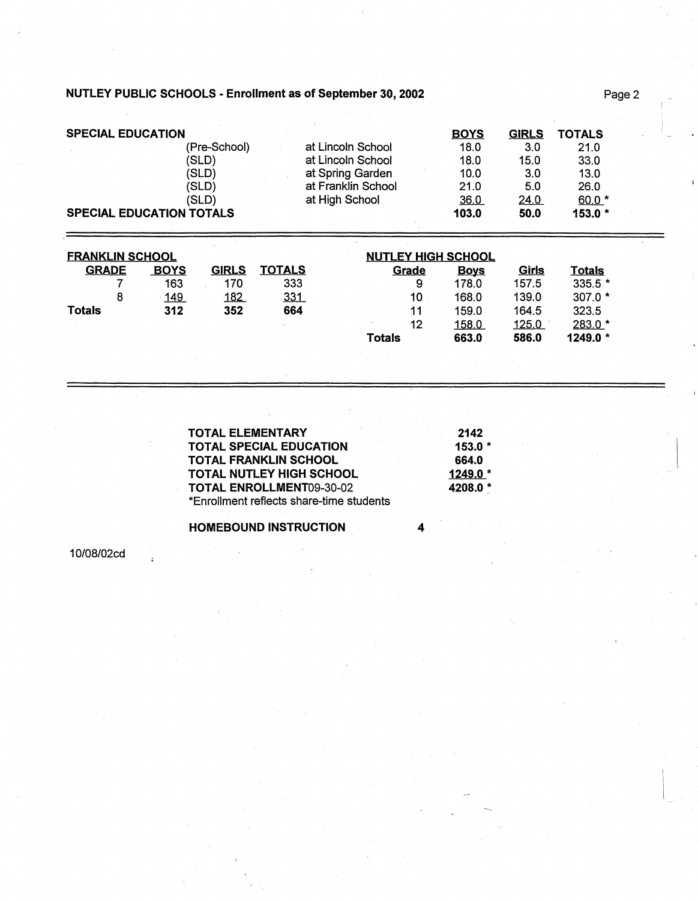## NUTLEY PUBLIC SCHOOLS - Enrollment as of September 30, 2002

### SPECIAL EDUCATION

| SPECIAL EDUCATION | | BOYS | GIRLS | TOTALS |
|---|---|---|---|---|
| (Pre-School) | at Lincoln School | 18.0 | 3.0 | 21.0 |
| (SLD) | at Lincoln School | 18.0 | 15.0 | 33.0 |
| (SLD) | at Spring Garden | 10.0 | 3.0 | 13.0 |
| (SLD) | at Franklin School | 21.0 | 5.0 | 26.0 |
| (SLD) | at High School | 36.0 | 24.0 | 60.0 * |
| **SPECIAL EDUCATION TOTALS** | | **103.0** | **50.0** | **153.0 *** |

### FRANKLIN SCHOOL

| GRADE | BOYS | GIRLS | TOTALS |
|---|---|---|---|
| 7 | 163 | 170 | 333 |
| 8 | 149 | 182 | 331 |
| **Totals** | **312** | **352** | **664** |

### NUTLEY HIGH SCHOOL

| Grade | Boys | Girls | Totals |
|---|---|---|---|
| 9 | 178.0 | 157.5 | 335.5 * |
| 10 | 168.0 | 139.0 | 307.0 * |
| 11 | 159.0 | 164.5 | 323.5 |
| 12 | 158.0 | 125.0 | 283.0 * |
| **Totals** | **663.0** | **586.0** | **1249.0 *** |

| | |
|---|---|
| **TOTAL ELEMENTARY** | **2142** |
| **TOTAL SPECIAL EDUCATION** | **153.0 *** |
| **TOTAL FRANKLIN SCHOOL** | **664.0** |
| **TOTAL NUTLEY HIGH SCHOOL** | **1249.0 *** |
| **TOTAL ENROLLMENT**09-30-02 | **4208.0 *** |

*Enrollment reflects share-time students

**HOMEBOUND INSTRUCTION** **4**

10/08/02cd